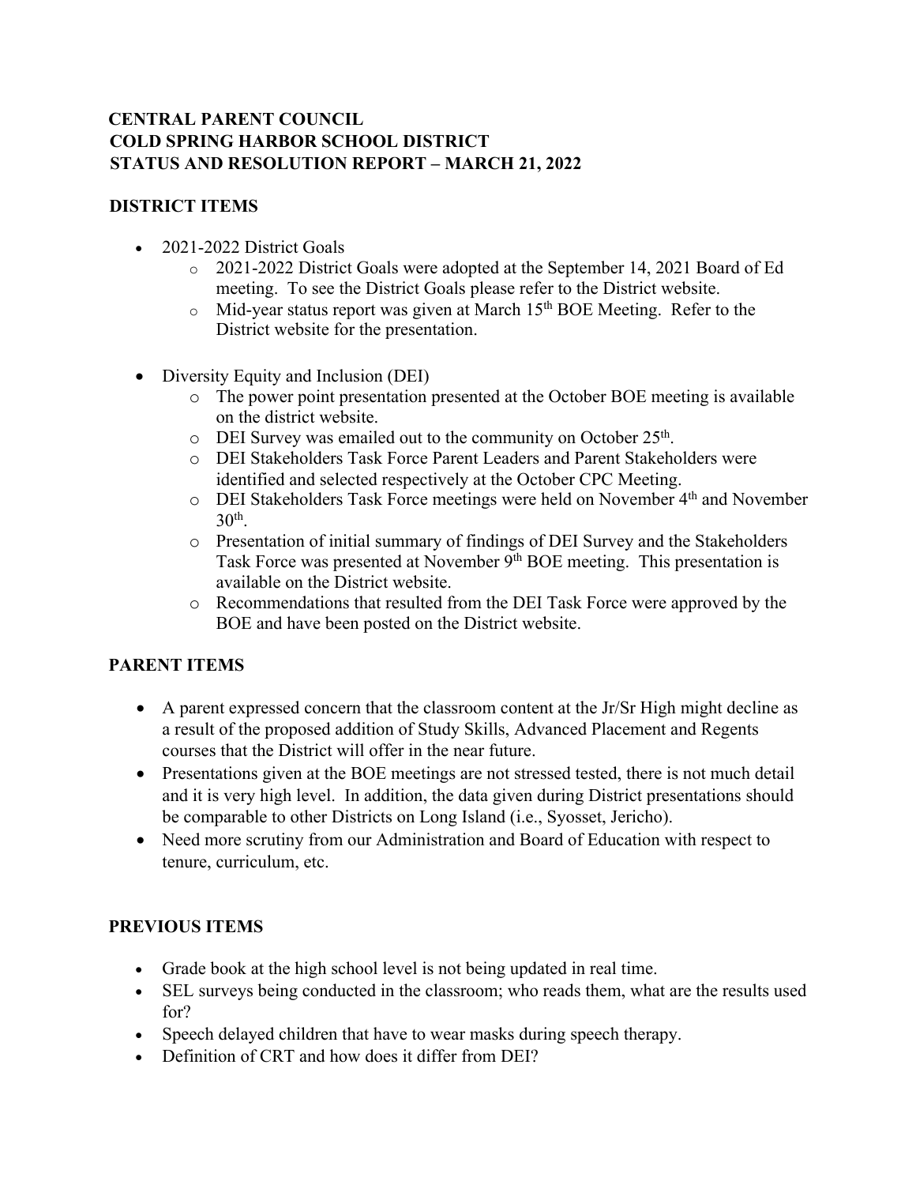**CENTRAL PARENT COUNCIL**
**COLD SPRING HARBOR SCHOOL DISTRICT**
**STATUS AND RESOLUTION REPORT – MARCH 21, 2022**

## DISTRICT ITEMS

- 2021-2022 District Goals
  - 2021-2022 District Goals were adopted at the September 14, 2021 Board of Ed meeting. To see the District Goals please refer to the District website.
  - Mid-year status report was given at March 15th BOE Meeting. Refer to the District website for the presentation.

- Diversity Equity and Inclusion (DEI)
  - The power point presentation presented at the October BOE meeting is available on the district website.
  - DEI Survey was emailed out to the community on October 25th.
  - DEI Stakeholders Task Force Parent Leaders and Parent Stakeholders were identified and selected respectively at the October CPC Meeting.
  - DEI Stakeholders Task Force meetings were held on November 4th and November 30th.
  - Presentation of initial summary of findings of DEI Survey and the Stakeholders Task Force was presented at November 9th BOE meeting. This presentation is available on the District website.
  - Recommendations that resulted from the DEI Task Force were approved by the BOE and have been posted on the District website.

## PARENT ITEMS

- A parent expressed concern that the classroom content at the Jr/Sr High might decline as a result of the proposed addition of Study Skills, Advanced Placement and Regents courses that the District will offer in the near future.
- Presentations given at the BOE meetings are not stressed tested, there is not much detail and it is very high level. In addition, the data given during District presentations should be comparable to other Districts on Long Island (i.e., Syosset, Jericho).
- Need more scrutiny from our Administration and Board of Education with respect to tenure, curriculum, etc.

## PREVIOUS ITEMS

- Grade book at the high school level is not being updated in real time.
- SEL surveys being conducted in the classroom; who reads them, what are the results used for?
- Speech delayed children that have to wear masks during speech therapy.
- Definition of CRT and how does it differ from DEI?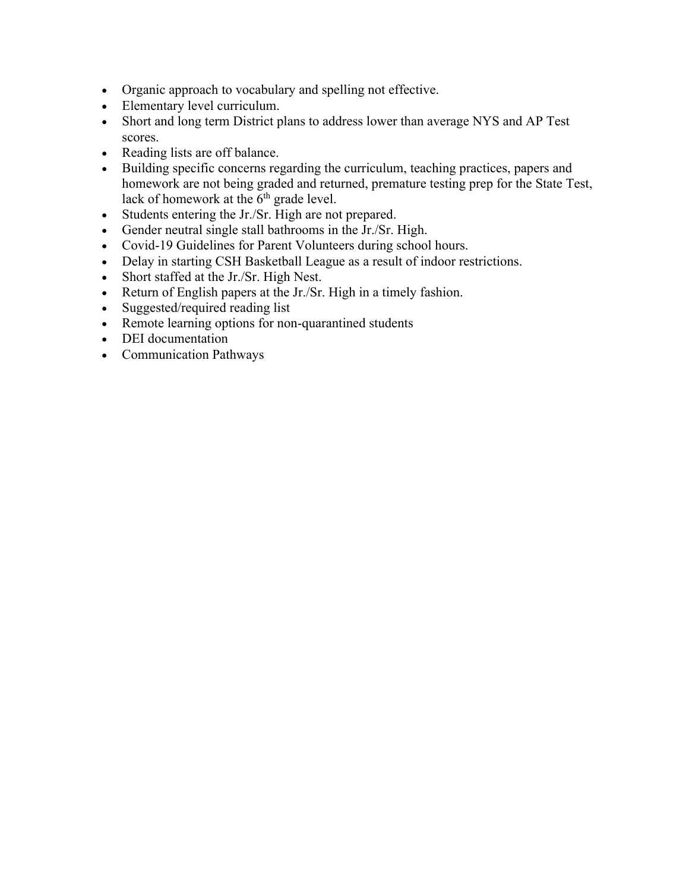- Organic approach to vocabulary and spelling not effective.
- Elementary level curriculum.
- Short and long term District plans to address lower than average NYS and AP Test scores.
- Reading lists are off balance.
- Building specific concerns regarding the curriculum, teaching practices, papers and homework are not being graded and returned, premature testing prep for the State Test, lack of homework at the 6th grade level.
- Students entering the Jr./Sr. High are not prepared.
- Gender neutral single stall bathrooms in the Jr./Sr. High.
- Covid-19 Guidelines for Parent Volunteers during school hours.
- Delay in starting CSH Basketball League as a result of indoor restrictions.
- Short staffed at the Jr./Sr. High Nest.
- Return of English papers at the Jr./Sr. High in a timely fashion.
- Suggested/required reading list
- Remote learning options for non-quarantined students
- DEI documentation
- Communication Pathways